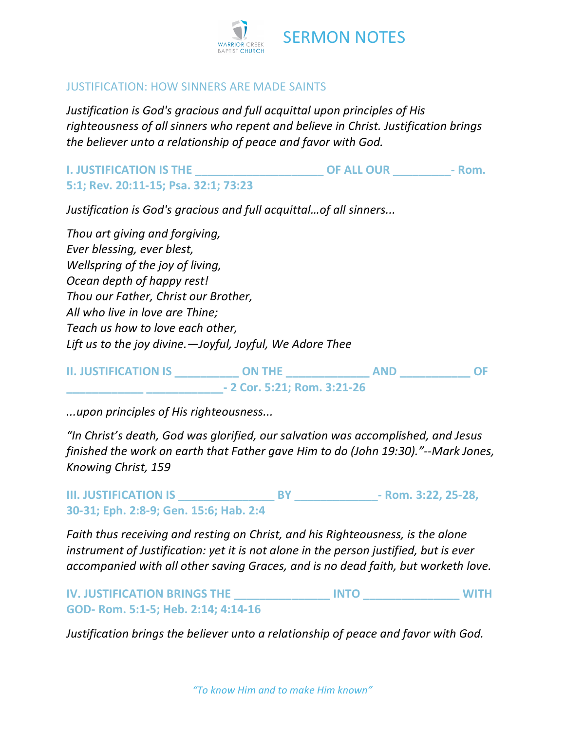# SERMON NOTES

WARRIOR CREEK BAPTIST CHURCH

## JUSTIFICATION: HOW SINNERS ARE MADE SAINTS

*Justification is God's gracious and full acquittal upon principles of His righteousness of all sinners who repent and believe in Christ. Justification brings the believer unto a relationship of peace and favor with God.*

### I. JUSTIFICATION IS THE ____________________ OF ALL OUR _________- Rom. 5:1; Rev. 20:11-15; Psa. 32:1; 73:23

*Justification is God's gracious and full acquittal…of all sinners...*

*Thou art giving and forgiving,*
*Ever blessing, ever blest,*
*Wellspring of the joy of living,*
*Ocean depth of happy rest!*
*Thou our Father, Christ our Brother,*
*All who live in love are Thine;*
*Teach us how to love each other,*
*Lift us to the joy divine.—Joyful, Joyful, We Adore Thee*

### II. JUSTIFICATION IS __________ ON THE _____________ AND ___________ OF ____________ ____________- 2 Cor. 5:21; Rom. 3:21-26

*...upon principles of His righteousness...*

*"In Christ's death, God was glorified, our salvation was accomplished, and Jesus finished the work on earth that Father gave Him to do (John 19:30)."--Mark Jones, Knowing Christ, 159*

### III. JUSTIFICATION IS _______________ BY _____________- Rom. 3:22, 25-28, 30-31; Eph. 2:8-9; Gen. 15:6; Hab. 2:4

*Faith thus receiving and resting on Christ, and his Righteousness, is the alone instrument of Justification: yet it is not alone in the person justified, but is ever accompanied with all other saving Graces, and is no dead faith, but worketh love.*

### IV. JUSTIFICATION BRINGS THE _______________ INTO _______________ WITH GOD- Rom. 5:1-5; Heb. 2:14; 4:14-16

*Justification brings the believer unto a relationship of peace and favor with God.*

*"To know Him and to make Him known"*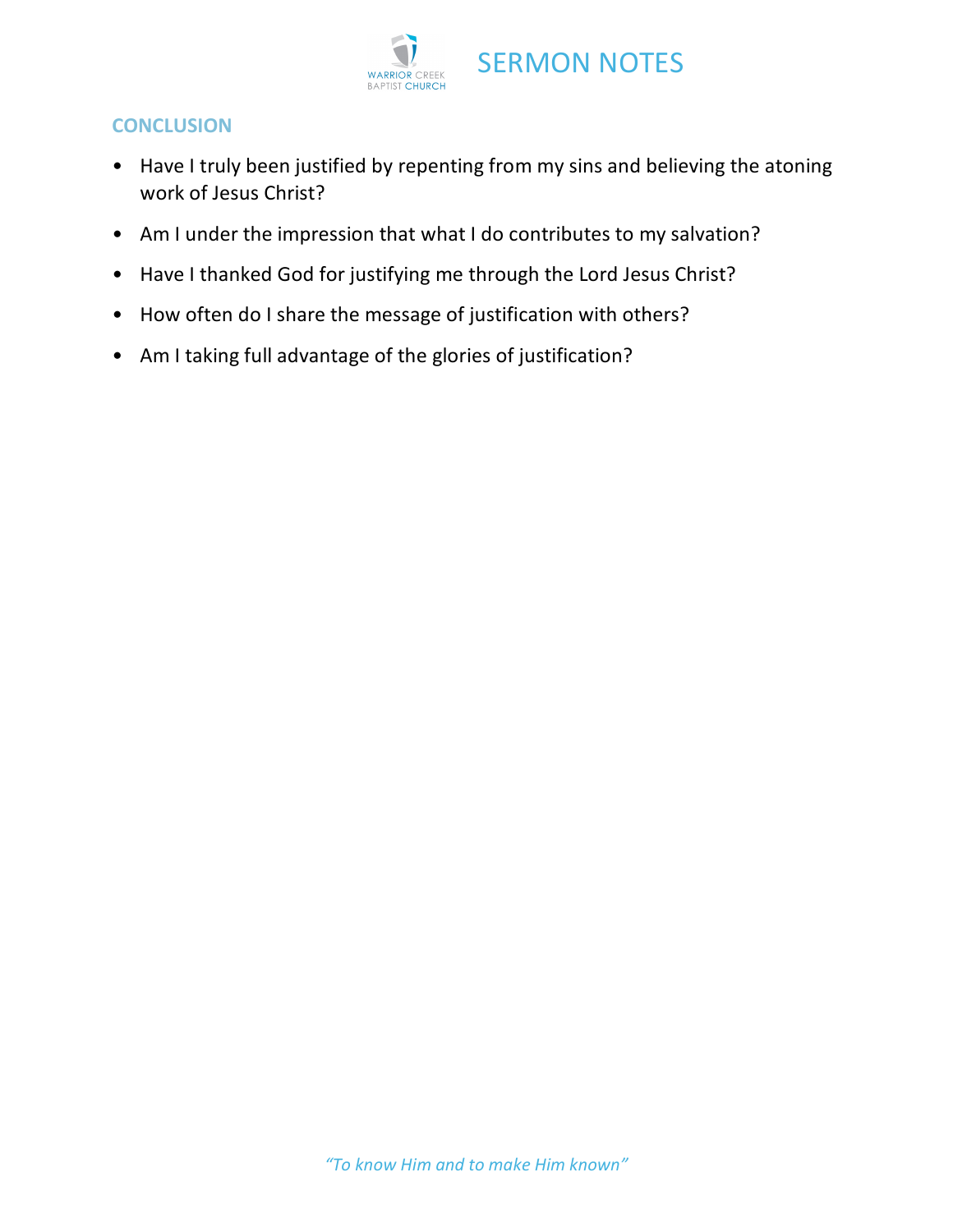## CONCLUSION

- Have I truly been justified by repenting from my sins and believing the atoning work of Jesus Christ?
- Am I under the impression that what I do contributes to my salvation?
- Have I thanked God for justifying me through the Lord Jesus Christ?
- How often do I share the message of justification with others?
- Am I taking full advantage of the glories of justification?